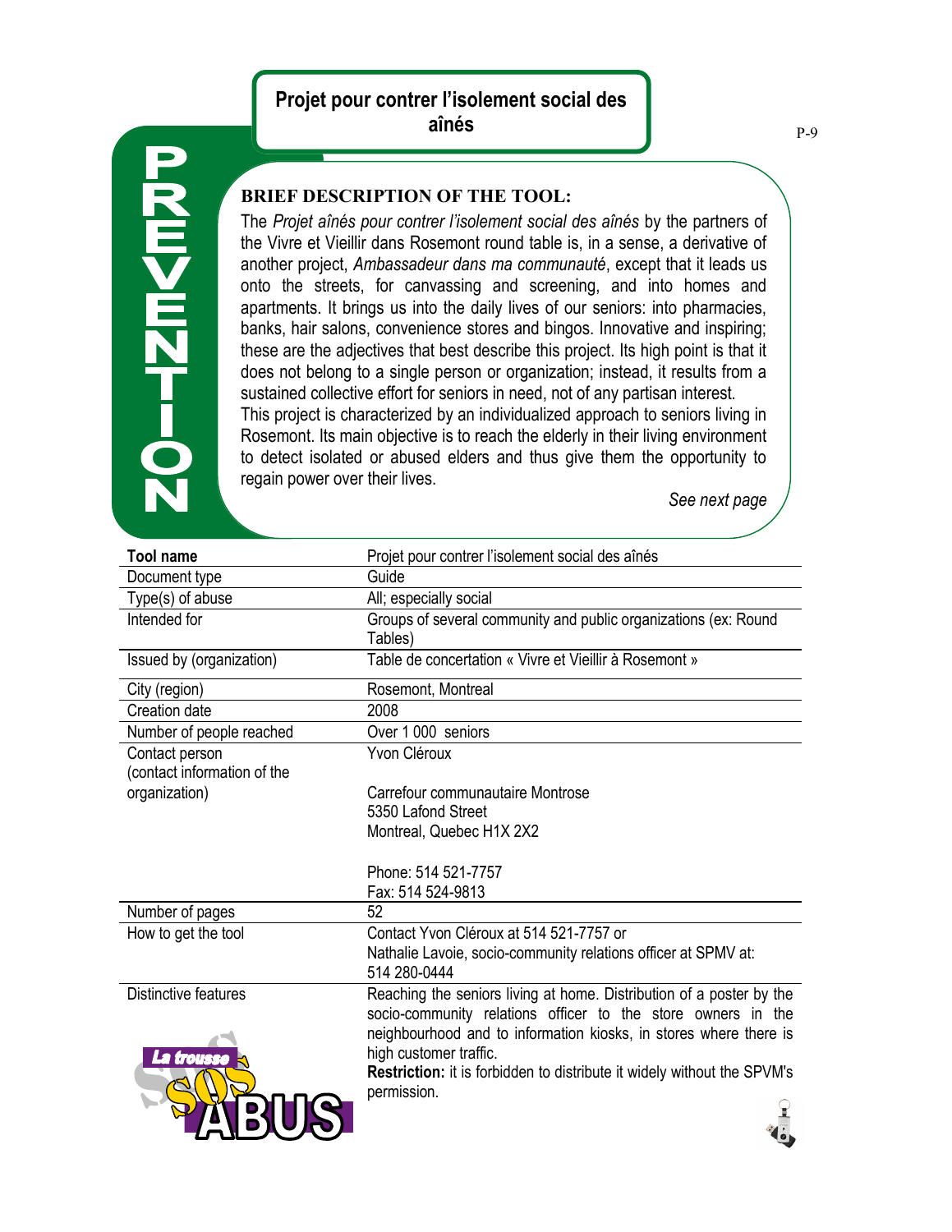# Projet pour contrer l'isolement social des aînés

PREVENTION

**BRIEF DESCRIPTION OF THE TOOL:**

The *Projet aînés pour contrer l'isolement social des aînés* by the partners of the Vivre et Vieillir dans Rosemont round table is, in a sense, a derivative of another project, *Ambassadeur dans ma communauté*, except that it leads us onto the streets, for canvassing and screening, and into homes and apartments. It brings us into the daily lives of our seniors: into pharmacies, banks, hair salons, convenience stores and bingos. Innovative and inspiring; these are the adjectives that best describe this project. Its high point is that it does not belong to a single person or organization; instead, it results from a sustained collective effort for seniors in need, not of any partisan interest.

This project is characterized by an individualized approach to seniors living in Rosemont. Its main objective is to reach the elderly in their living environment to detect isolated or abused elders and thus give them the opportunity to regain power over their lives.

*See next page*

| **Tool name** | Projet pour contrer l'isolement social des aînés |
|---|---|
| Document type | Guide |
| Type(s) of abuse | All; especially social |
| Intended for | Groups of several community and public organizations (ex: Round Tables) |
| Issued by (organization) | Table de concertation « Vivre et Vieillir à Rosemont » |
| City (region) | Rosemont, Montreal |
| Creation date | 2008 |
| Number of people reached | Over 1 000 seniors |
| Contact person (contact information of the organization) | Yvon Cléroux<br><br>Carrefour communautaire Montrose<br>5350 Lafond Street<br>Montreal, Quebec H1X 2X2<br><br>Phone: 514 521-7757<br>Fax: 514 524-9813 |
| Number of pages | 52 |
| How to get the tool | Contact Yvon Cléroux at 514 521-7757 or<br>Nathalie Lavoie, socio-community relations officer at SPMV at: 514 280-0444 |
| Distinctive features | Reaching the seniors living at home. Distribution of a poster by the socio-community relations officer to the store owners in the neighbourhood and to information kiosks, in stores where there is high customer traffic.<br>**Restriction:** it is forbidden to distribute it widely without the SPVM's permission. |

La trousse SOS ABUS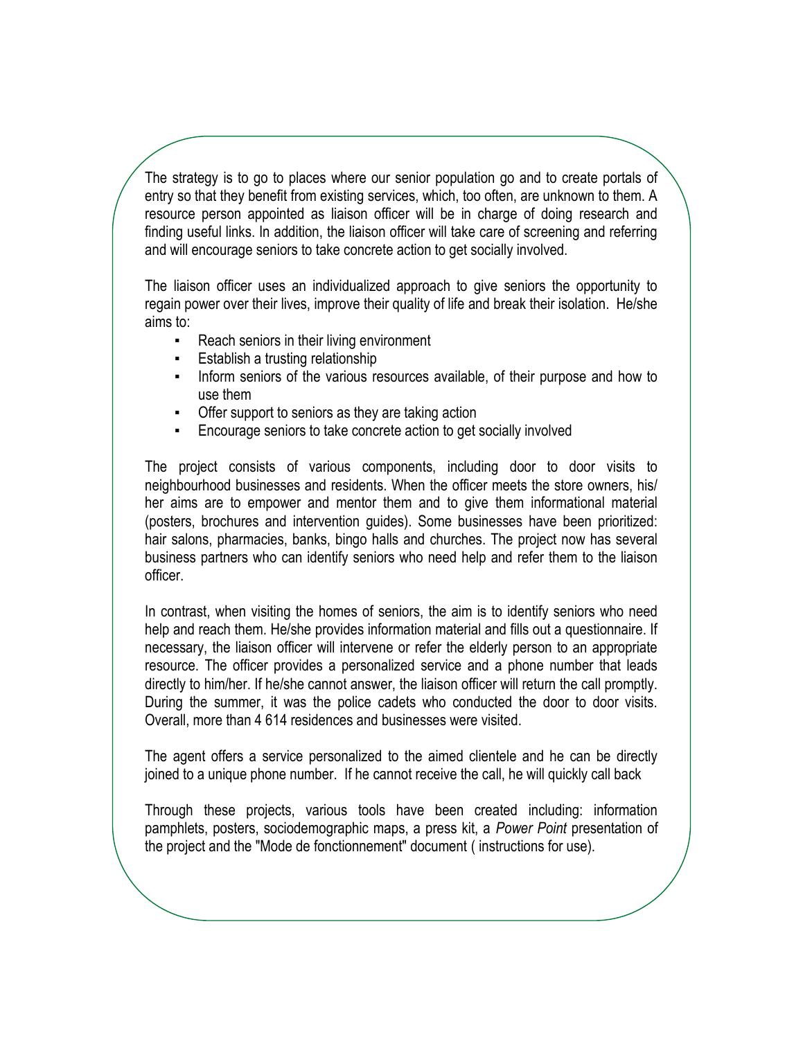The strategy is to go to places where our senior population go and to create portals of entry so that they benefit from existing services, which, too often, are unknown to them. A resource person appointed as liaison officer will be in charge of doing research and finding useful links. In addition, the liaison officer will take care of screening and referring and will encourage seniors to take concrete action to get socially involved.

The liaison officer uses an individualized approach to give seniors the opportunity to regain power over their lives, improve their quality of life and break their isolation. He/she aims to:

- Reach seniors in their living environment
- Establish a trusting relationship
- Inform seniors of the various resources available, of their purpose and how to use them
- Offer support to seniors as they are taking action
- Encourage seniors to take concrete action to get socially involved

The project consists of various components, including door to door visits to neighbourhood businesses and residents. When the officer meets the store owners, his/ her aims are to empower and mentor them and to give them informational material (posters, brochures and intervention guides). Some businesses have been prioritized: hair salons, pharmacies, banks, bingo halls and churches. The project now has several business partners who can identify seniors who need help and refer them to the liaison officer.

In contrast, when visiting the homes of seniors, the aim is to identify seniors who need help and reach them. He/she provides information material and fills out a questionnaire. If necessary, the liaison officer will intervene or refer the elderly person to an appropriate resource. The officer provides a personalized service and a phone number that leads directly to him/her. If he/she cannot answer, the liaison officer will return the call promptly. During the summer, it was the police cadets who conducted the door to door visits. Overall, more than 4 614 residences and businesses were visited.

The agent offers a service personalized to the aimed clientele and he can be directly joined to a unique phone number. If he cannot receive the call, he will quickly call back

Through these projects, various tools have been created including: information pamphlets, posters, sociodemographic maps, a press kit, a *Power Point* presentation of the project and the "Mode de fonctionnement" document ( instructions for use).